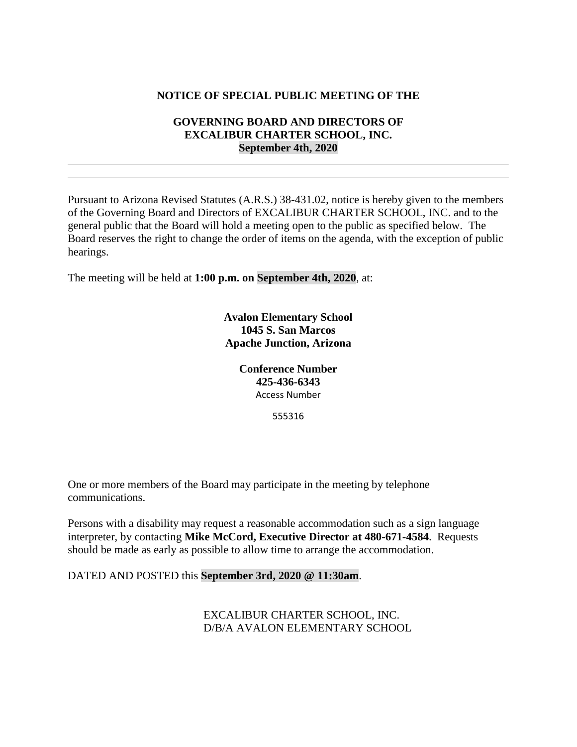**NOTICE OF SPECIAL PUBLIC MEETING OF THE**

**GOVERNING BOARD AND DIRECTORS OF EXCALIBUR CHARTER SCHOOL, INC.**
**September 4th, 2020**

---

Pursuant to Arizona Revised Statutes (A.R.S.) 38-431.02, notice is hereby given to the members of the Governing Board and Directors of EXCALIBUR CHARTER SCHOOL, INC. and to the general public that the Board will hold a meeting open to the public as specified below. The Board reserves the right to change the order of items on the agenda, with the exception of public hearings.

The meeting will be held at **1:00 p.m. on September 4th, 2020**, at:

**Avalon Elementary School**
**1045 S. San Marcos**
**Apache Junction, Arizona**

**Conference Number**
**425-436-6343**
Access Number

555316

One or more members of the Board may participate in the meeting by telephone communications.

Persons with a disability may request a reasonable accommodation such as a sign language interpreter, by contacting **Mike McCord, Executive Director at 480-671-4584**. Requests should be made as early as possible to allow time to arrange the accommodation.

DATED AND POSTED this **September 3rd, 2020 @ 11:30am**.

EXCALIBUR CHARTER SCHOOL, INC.
D/B/A AVALON ELEMENTARY SCHOOL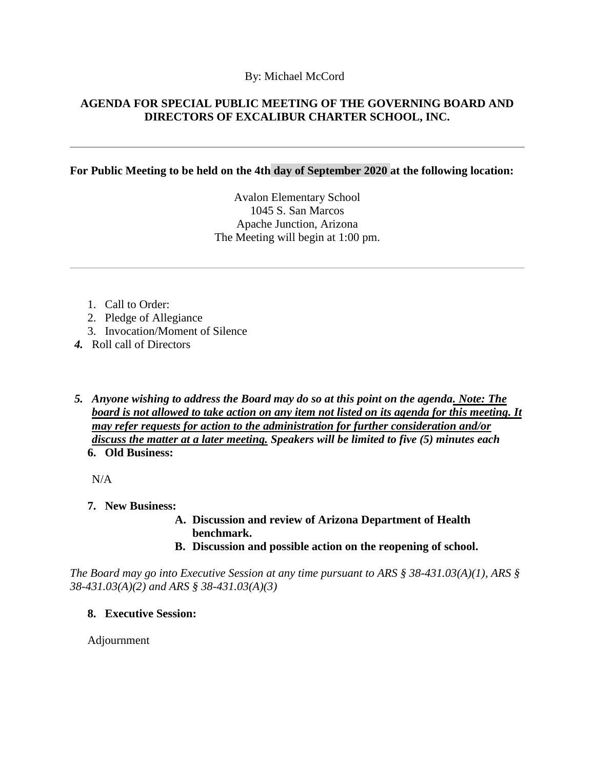By: Michael McCord

**AGENDA FOR SPECIAL PUBLIC MEETING OF THE GOVERNING BOARD AND DIRECTORS OF EXCALIBUR CHARTER SCHOOL, INC.**

---

**For Public Meeting to be held on the 4th day of September 2020 at the following location:**

Avalon Elementary School
1045 S. San Marcos
Apache Junction, Arizona
The Meeting will begin at 1:00 pm.

---

1. Call to Order:
2. Pledge of Allegiance
3. Invocation/Moment of Silence
4. Roll call of Directors

5. ***Anyone wishing to address the Board may do so at this point on the agenda. <u>Note: The board is not allowed to take action on any item not listed on its agenda for this meeting. It may refer requests for action to the administration for further consideration and/or discuss the matter at a later meeting.</u> Speakers will be limited to five (5) minutes each***
6. **Old Business:**

N/A

7. **New Business:**
   - **A. Discussion and review of Arizona Department of Health benchmark.**
   - **B. Discussion and possible action on the reopening of school.**

*The Board may go into Executive Session at any time pursuant to ARS § 38-431.03(A)(1), ARS § 38-431.03(A)(2) and ARS § 38-431.03(A)(3)*

8. **Executive Session:**

Adjournment